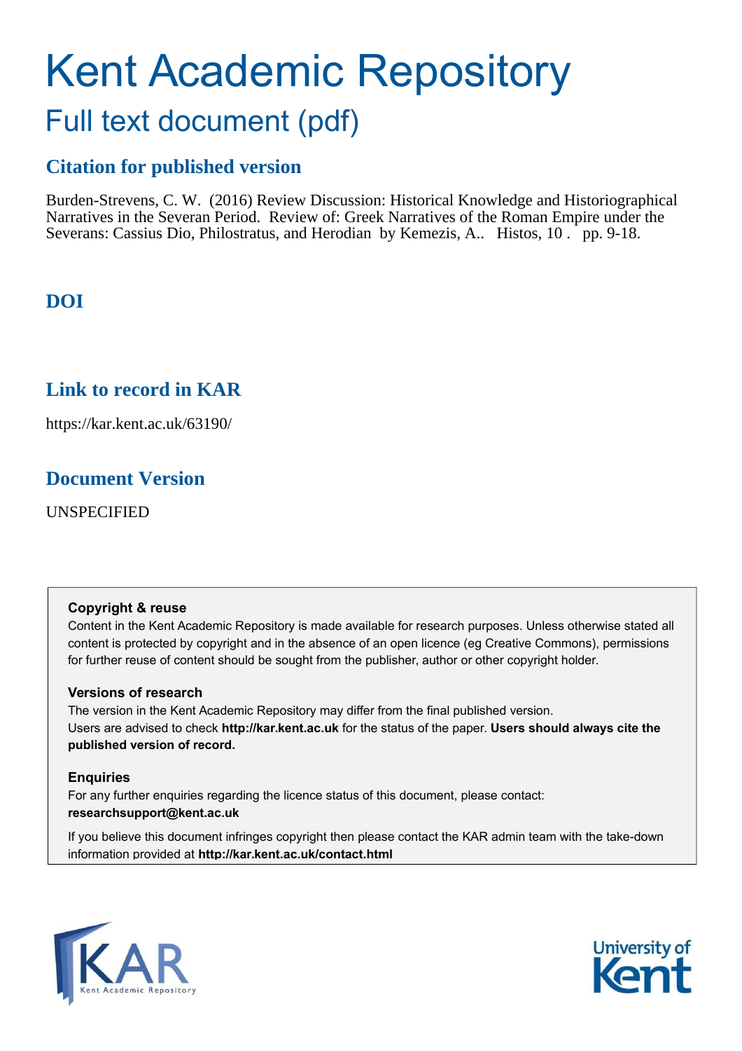# Kent Academic Repository

## Full text document (pdf)

### Citation for published version

Burden-Strevens, C. W. (2016) Review Discussion: Historical Knowledge and Historiographical Narratives in the Severan Period. Review of: Greek Narratives of the Roman Empire under the Severans: Cassius Dio, Philostratus, and Herodian by Kemezis, A.. Histos, 10 . pp. 9-18.

### DOI

### Link to record in KAR

https://kar.kent.ac.uk/63190/

### Document Version

UNSPECIFIED

**Copyright & reuse**

Content in the Kent Academic Repository is made available for research purposes. Unless otherwise stated all content is protected by copyright and in the absence of an open licence (eg Creative Commons), permissions for further reuse of content should be sought from the publisher, author or other copyright holder.

**Versions of research**

The version in the Kent Academic Repository may differ from the final published version. Users are advised to check **http://kar.kent.ac.uk** for the status of the paper. **Users should always cite the published version of record.**

**Enquiries**

For any further enquiries regarding the licence status of this document, please contact: **researchsupport@kent.ac.uk**

If you believe this document infringes copyright then please contact the KAR admin team with the take-down information provided at **http://kar.kent.ac.uk/contact.html**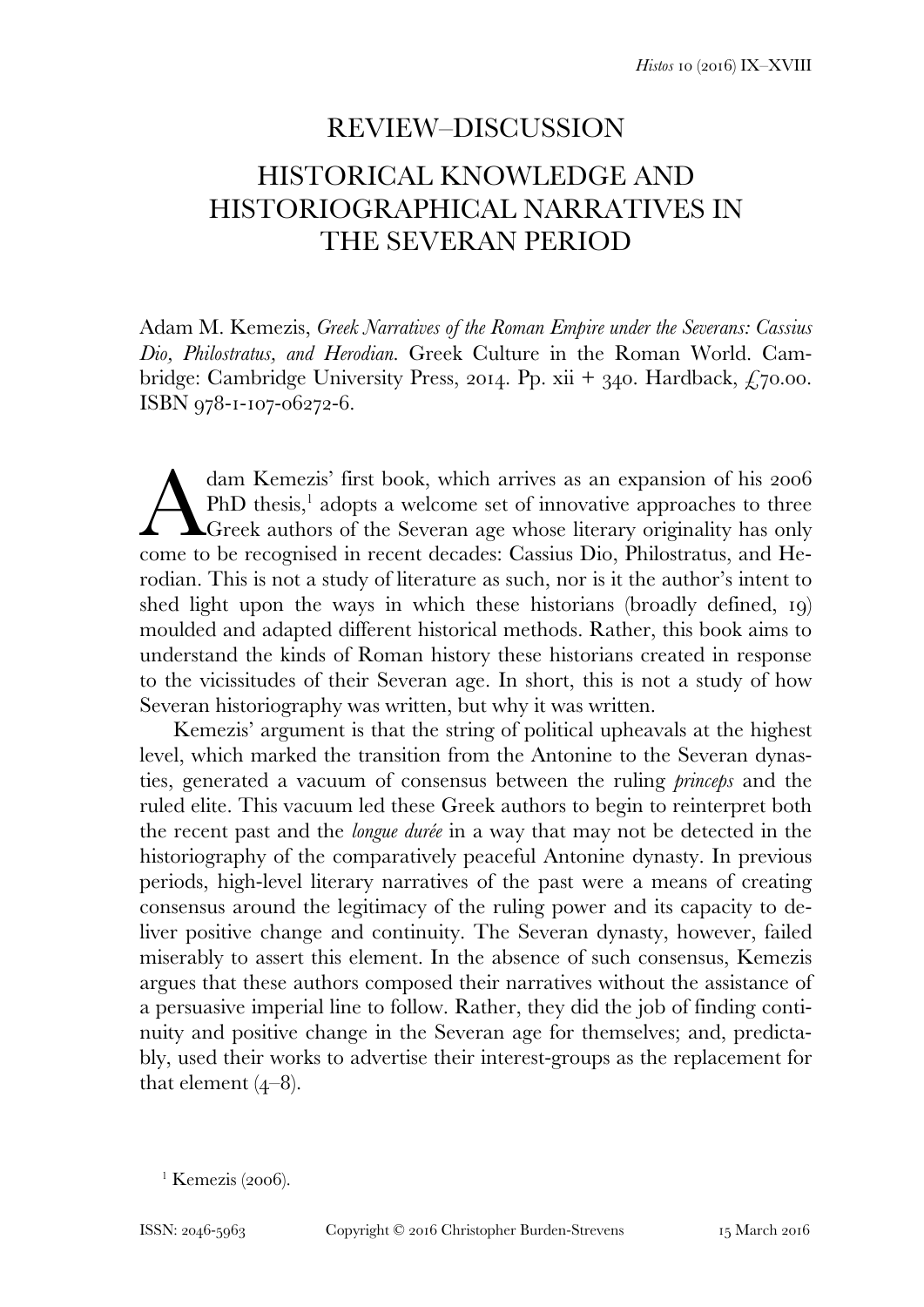# REVIEW–DISCUSSION

# HISTORICAL KNOWLEDGE AND HISTORIOGRAPHICAL NARRATIVES IN THE SEVERAN PERIOD

Adam M. Kemezis, *Greek Narratives of the Roman Empire under the Severans: Cassius Dio, Philostratus, and Herodian.* Greek Culture in the Roman World. Cambridge: Cambridge University Press, 2014. Pp. xii + 340. Hardback, £70.00. ISBN 978-1-107-06272-6.

Adam Kemezis' first book, which arrives as an expansion of his 2006 PhD thesis,[1] adopts a welcome set of innovative approaches to three Greek authors of the Severan age whose literary originality has only come to be recognised in recent decades: Cassius Dio, Philostratus, and Herodian. This is not a study of literature as such, nor is it the author's intent to shed light upon the ways in which these historians (broadly defined, 19) moulded and adapted different historical methods. Rather, this book aims to understand the kinds of Roman history these historians created in response to the vicissitudes of their Severan age. In short, this is not a study of how Severan historiography was written, but why it was written.

Kemezis' argument is that the string of political upheavals at the highest level, which marked the transition from the Antonine to the Severan dynasties, generated a vacuum of consensus between the ruling *princeps* and the ruled elite. This vacuum led these Greek authors to begin to reinterpret both the recent past and the *longue durée* in a way that may not be detected in the historiography of the comparatively peaceful Antonine dynasty. In previous periods, high-level literary narratives of the past were a means of creating consensus around the legitimacy of the ruling power and its capacity to deliver positive change and continuity. The Severan dynasty, however, failed miserably to assert this element. In the absence of such consensus, Kemezis argues that these authors composed their narratives without the assistance of a persuasive imperial line to follow. Rather, they did the job of finding continuity and positive change in the Severan age for themselves; and, predictably, used their works to advertise their interest-groups as the replacement for that element (4–8).

[1] Kemezis (2006).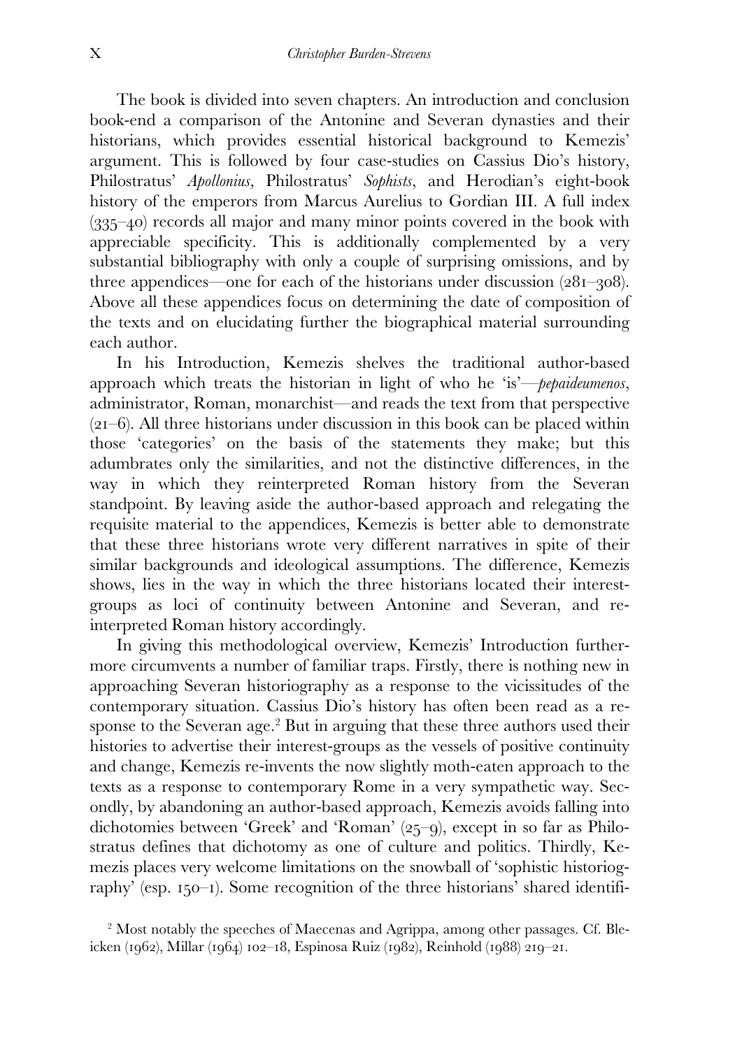The book is divided into seven chapters. An introduction and conclusion book-end a comparison of the Antonine and Severan dynasties and their historians, which provides essential historical background to Kemezis' argument. This is followed by four case-studies on Cassius Dio's history, Philostratus' *Apollonius,* Philostratus' *Sophists*, and Herodian's eight-book history of the emperors from Marcus Aurelius to Gordian III. A full index (335–40) records all major and many minor points covered in the book with appreciable specificity. This is additionally complemented by a very substantial bibliography with only a couple of surprising omissions, and by three appendices—one for each of the historians under discussion (281–308). Above all these appendices focus on determining the date of composition of the texts and on elucidating further the biographical material surrounding each author.

In his Introduction, Kemezis shelves the traditional author-based approach which treats the historian in light of who he 'is'—*pepaideumenos*, administrator, Roman, monarchist—and reads the text from that perspective (21–6). All three historians under discussion in this book can be placed within those 'categories' on the basis of the statements they make; but this adumbrates only the similarities, and not the distinctive differences, in the way in which they reinterpreted Roman history from the Severan standpoint. By leaving aside the author-based approach and relegating the requisite material to the appendices, Kemezis is better able to demonstrate that these three historians wrote very different narratives in spite of their similar backgrounds and ideological assumptions. The difference, Kemezis shows, lies in the way in which the three historians located their interest-groups as loci of continuity between Antonine and Severan, and re-interpreted Roman history accordingly.

In giving this methodological overview, Kemezis' Introduction furthermore circumvents a number of familiar traps. Firstly, there is nothing new in approaching Severan historiography as a response to the vicissitudes of the contemporary situation. Cassius Dio's history has often been read as a response to the Severan age.[2] But in arguing that these three authors used their histories to advertise their interest-groups as the vessels of positive continuity and change, Kemezis re-invents the now slightly moth-eaten approach to the texts as a response to contemporary Rome in a very sympathetic way. Secondly, by abandoning an author-based approach, Kemezis avoids falling into dichotomies between 'Greek' and 'Roman' (25–9), except in so far as Philostratus defines that dichotomy as one of culture and politics. Thirdly, Kemezis places very welcome limitations on the snowball of 'sophistic historiography' (esp. 150–1). Some recognition of the three historians' shared identifi-

[2] Most notably the speeches of Maecenas and Agrippa, among other passages. Cf. Bleicken (1962), Millar (1964) 102–18, Espinosa Ruiz (1982), Reinhold (1988) 219–21.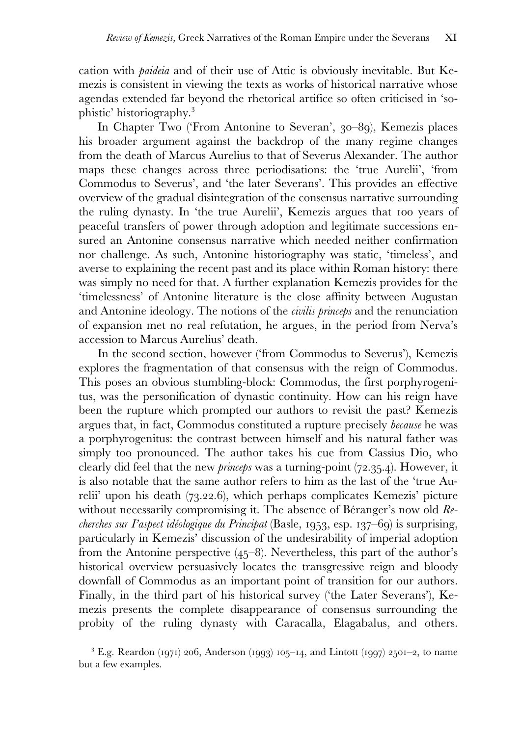cation with *paideia* and of their use of Attic is obviously inevitable. But Kemezis is consistent in viewing the texts as works of historical narrative whose agendas extended far beyond the rhetorical artifice so often criticised in 'sophistic' historiography.[3]

In Chapter Two ('From Antonine to Severan', 30–89), Kemezis places his broader argument against the backdrop of the many regime changes from the death of Marcus Aurelius to that of Severus Alexander. The author maps these changes across three periodisations: the 'true Aurelii', 'from Commodus to Severus', and 'the later Severans'. This provides an effective overview of the gradual disintegration of the consensus narrative surrounding the ruling dynasty. In 'the true Aurelii', Kemezis argues that 100 years of peaceful transfers of power through adoption and legitimate successions ensured an Antonine consensus narrative which needed neither confirmation nor challenge. As such, Antonine historiography was static, 'timeless', and averse to explaining the recent past and its place within Roman history: there was simply no need for that. A further explanation Kemezis provides for the 'timelessness' of Antonine literature is the close affinity between Augustan and Antonine ideology. The notions of the *civilis princeps* and the renunciation of expansion met no real refutation, he argues, in the period from Nerva's accession to Marcus Aurelius' death.

In the second section, however ('from Commodus to Severus'), Kemezis explores the fragmentation of that consensus with the reign of Commodus. This poses an obvious stumbling-block: Commodus, the first porphyrogenitus, was the personification of dynastic continuity. How can his reign have been the rupture which prompted our authors to revisit the past? Kemezis argues that, in fact, Commodus constituted a rupture precisely *because* he was a porphyrogenitus: the contrast between himself and his natural father was simply too pronounced. The author takes his cue from Cassius Dio, who clearly did feel that the new *princeps* was a turning-point (72.35.4). However, it is also notable that the same author refers to him as the last of the 'true Aurelii' upon his death (73.22.6), which perhaps complicates Kemezis' picture without necessarily compromising it. The absence of Béranger's now old *Recherches sur l'aspect idéologique du Principat* (Basle, 1953, esp. 137–69) is surprising, particularly in Kemezis' discussion of the undesirability of imperial adoption from the Antonine perspective (45–8). Nevertheless, this part of the author's historical overview persuasively locates the transgressive reign and bloody downfall of Commodus as an important point of transition for our authors. Finally, in the third part of his historical survey ('the Later Severans'), Kemezis presents the complete disappearance of consensus surrounding the probity of the ruling dynasty with Caracalla, Elagabalus, and others.

[3] E.g. Reardon (1971) 206, Anderson (1993) 105–14, and Lintott (1997) 2501–2, to name but a few examples.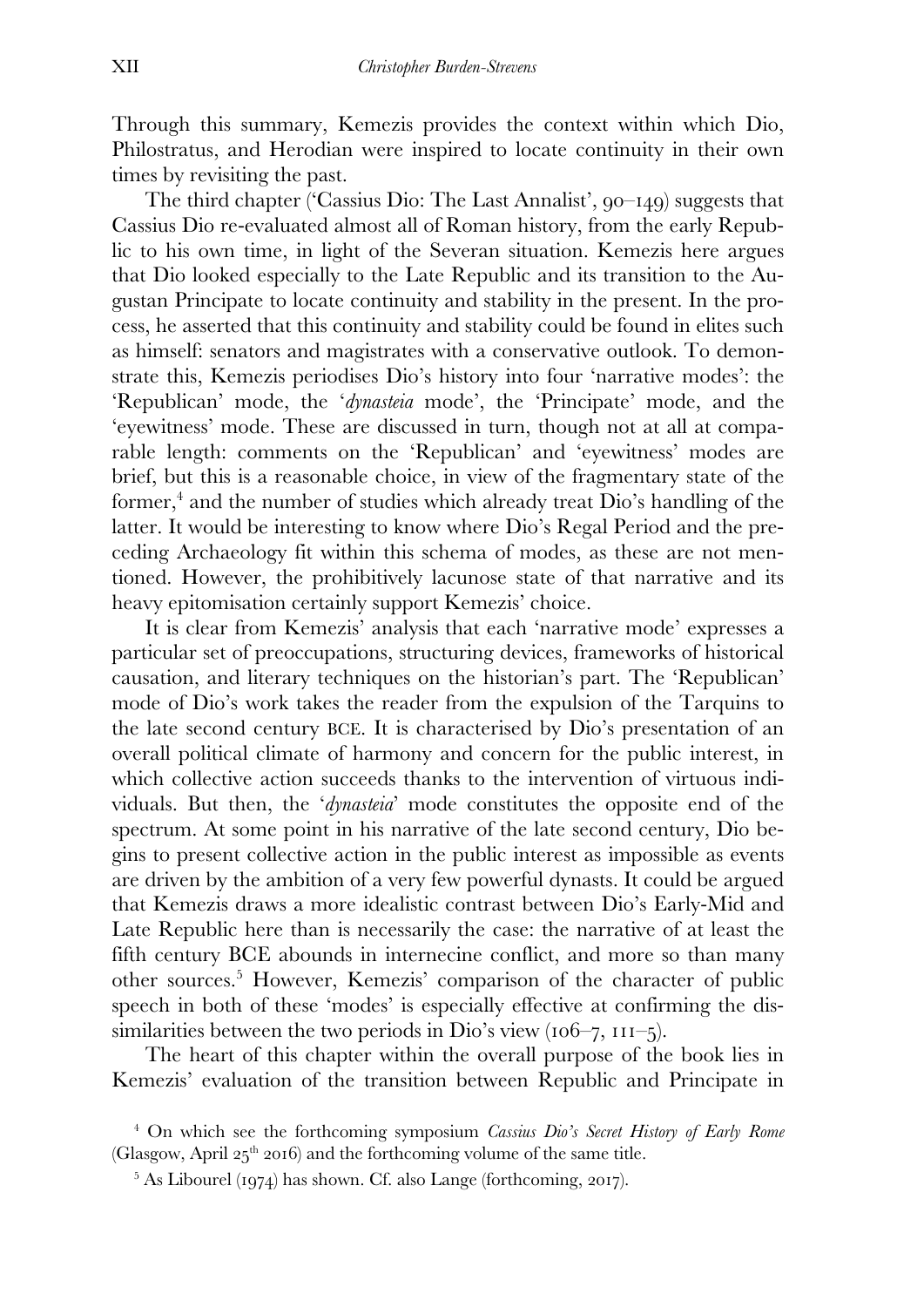Through this summary, Kemezis provides the context within which Dio, Philostratus, and Herodian were inspired to locate continuity in their own times by revisiting the past.

The third chapter ('Cassius Dio: The Last Annalist', 90–149) suggests that Cassius Dio re-evaluated almost all of Roman history, from the early Republic to his own time, in light of the Severan situation. Kemezis here argues that Dio looked especially to the Late Republic and its transition to the Augustan Principate to locate continuity and stability in the present. In the process, he asserted that this continuity and stability could be found in elites such as himself: senators and magistrates with a conservative outlook. To demonstrate this, Kemezis periodises Dio's history into four 'narrative modes': the 'Republican' mode, the '*dynasteia* mode', the 'Principate' mode, and the 'eyewitness' mode. These are discussed in turn, though not at all at comparable length: comments on the 'Republican' and 'eyewitness' modes are brief, but this is a reasonable choice, in view of the fragmentary state of the former,[4] and the number of studies which already treat Dio's handling of the latter. It would be interesting to know where Dio's Regal Period and the preceding Archaeology fit within this schema of modes, as these are not mentioned. However, the prohibitively lacunose state of that narrative and its heavy epitomisation certainly support Kemezis' choice.

It is clear from Kemezis' analysis that each 'narrative mode' expresses a particular set of preoccupations, structuring devices, frameworks of historical causation, and literary techniques on the historian's part. The 'Republican' mode of Dio's work takes the reader from the expulsion of the Tarquins to the late second century BCE. It is characterised by Dio's presentation of an overall political climate of harmony and concern for the public interest, in which collective action succeeds thanks to the intervention of virtuous individuals. But then, the '*dynasteia*' mode constitutes the opposite end of the spectrum. At some point in his narrative of the late second century, Dio begins to present collective action in the public interest as impossible as events are driven by the ambition of a very few powerful dynasts. It could be argued that Kemezis draws a more idealistic contrast between Dio's Early-Mid and Late Republic here than is necessarily the case: the narrative of at least the fifth century BCE abounds in internecine conflict, and more so than many other sources.[5] However, Kemezis' comparison of the character of public speech in both of these 'modes' is especially effective at confirming the dissimilarities between the two periods in Dio's view (106–7, 111–5).

The heart of this chapter within the overall purpose of the book lies in Kemezis' evaluation of the transition between Republic and Principate in

[4] On which see the forthcoming symposium *Cassius Dio's Secret History of Early Rome* (Glasgow, April 25th 2016) and the forthcoming volume of the same title.

[5] As Libourel (1974) has shown. Cf. also Lange (forthcoming, 2017).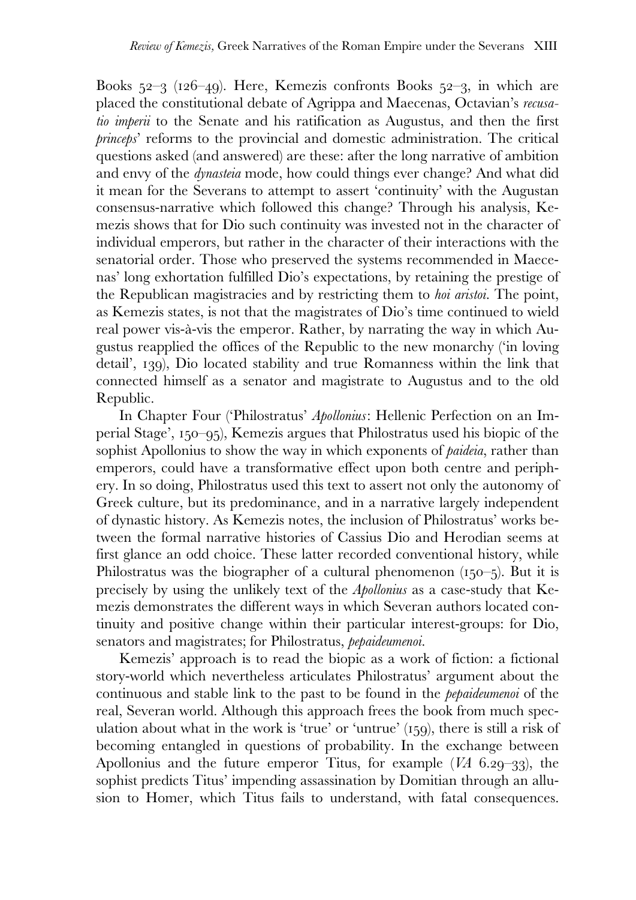Books 52–3 (126–49). Here, Kemezis confronts Books 52–3, in which are placed the constitutional debate of Agrippa and Maecenas, Octavian's *recusatio imperii* to the Senate and his ratification as Augustus, and then the first *princeps*' reforms to the provincial and domestic administration. The critical questions asked (and answered) are these: after the long narrative of ambition and envy of the *dynasteia* mode, how could things ever change? And what did it mean for the Severans to attempt to assert 'continuity' with the Augustan consensus-narrative which followed this change? Through his analysis, Kemezis shows that for Dio such continuity was invested not in the character of individual emperors, but rather in the character of their interactions with the senatorial order. Those who preserved the systems recommended in Maecenas' long exhortation fulfilled Dio's expectations, by retaining the prestige of the Republican magistracies and by restricting them to *hoi aristoi*. The point, as Kemezis states, is not that the magistrates of Dio's time continued to wield real power vis-à-vis the emperor. Rather, by narrating the way in which Augustus reapplied the offices of the Republic to the new monarchy ('in loving detail', 139), Dio located stability and true Romanness within the link that connected himself as a senator and magistrate to Augustus and to the old Republic.

In Chapter Four ('Philostratus' *Apollonius*: Hellenic Perfection on an Imperial Stage', 150–95), Kemezis argues that Philostratus used his biopic of the sophist Apollonius to show the way in which exponents of *paideia*, rather than emperors, could have a transformative effect upon both centre and periphery. In so doing, Philostratus used this text to assert not only the autonomy of Greek culture, but its predominance, and in a narrative largely independent of dynastic history. As Kemezis notes, the inclusion of Philostratus' works between the formal narrative histories of Cassius Dio and Herodian seems at first glance an odd choice. These latter recorded conventional history, while Philostratus was the biographer of a cultural phenomenon (150–5). But it is precisely by using the unlikely text of the *Apollonius* as a case-study that Kemezis demonstrates the different ways in which Severan authors located continuity and positive change within their particular interest-groups: for Dio, senators and magistrates; for Philostratus, *pepaideumenoi*.

Kemezis' approach is to read the biopic as a work of fiction: a fictional story-world which nevertheless articulates Philostratus' argument about the continuous and stable link to the past to be found in the *pepaideumenoi* of the real, Severan world. Although this approach frees the book from much speculation about what in the work is 'true' or 'untrue' (159), there is still a risk of becoming entangled in questions of probability. In the exchange between Apollonius and the future emperor Titus, for example (*VA* 6.29–33), the sophist predicts Titus' impending assassination by Domitian through an allusion to Homer, which Titus fails to understand, with fatal consequences.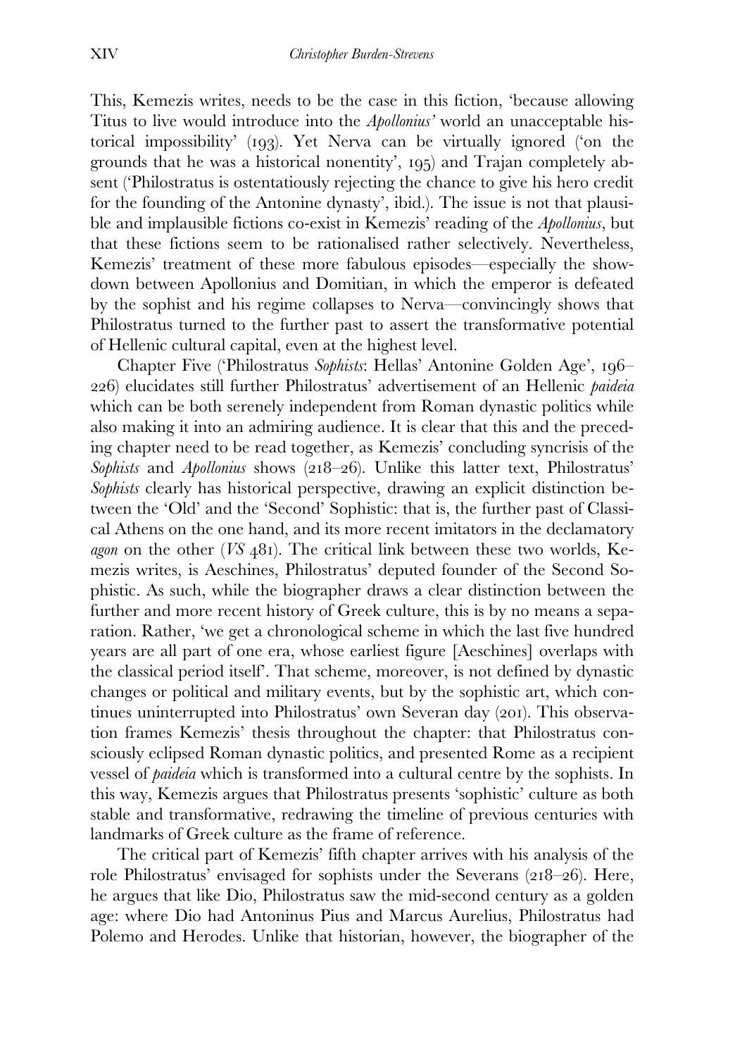This, Kemezis writes, needs to be the case in this fiction, 'because allowing Titus to live would introduce into the *Apollonius'* world an unacceptable historical impossibility' (193). Yet Nerva can be virtually ignored ('on the grounds that he was a historical nonentity', 195) and Trajan completely absent ('Philostratus is ostentatiously rejecting the chance to give his hero credit for the founding of the Antonine dynasty', ibid.). The issue is not that plausible and implausible fictions co-exist in Kemezis' reading of the *Apollonius*, but that these fictions seem to be rationalised rather selectively. Nevertheless, Kemezis' treatment of these more fabulous episodes—especially the showdown between Apollonius and Domitian, in which the emperor is defeated by the sophist and his regime collapses to Nerva—convincingly shows that Philostratus turned to the further past to assert the transformative potential of Hellenic cultural capital, even at the highest level.

Chapter Five ('Philostratus *Sophists*: Hellas' Antonine Golden Age', 196–226) elucidates still further Philostratus' advertisement of an Hellenic *paideia* which can be both serenely independent from Roman dynastic politics while also making it into an admiring audience. It is clear that this and the preceding chapter need to be read together, as Kemezis' concluding syncrisis of the *Sophists* and *Apollonius* shows (218–26). Unlike this latter text, Philostratus' *Sophists* clearly has historical perspective, drawing an explicit distinction between the 'Old' and the 'Second' Sophistic: that is, the further past of Classical Athens on the one hand, and its more recent imitators in the declamatory *agon* on the other (*VS* 481). The critical link between these two worlds, Kemezis writes, is Aeschines, Philostratus' deputed founder of the Second Sophistic. As such, while the biographer draws a clear distinction between the further and more recent history of Greek culture, this is by no means a separation. Rather, 'we get a chronological scheme in which the last five hundred years are all part of one era, whose earliest figure [Aeschines] overlaps with the classical period itself'. That scheme, moreover, is not defined by dynastic changes or political and military events, but by the sophistic art, which continues uninterrupted into Philostratus' own Severan day (201). This observation frames Kemezis' thesis throughout the chapter: that Philostratus consciously eclipsed Roman dynastic politics, and presented Rome as a recipient vessel of *paideia* which is transformed into a cultural centre by the sophists. In this way, Kemezis argues that Philostratus presents 'sophistic' culture as both stable and transformative, redrawing the timeline of previous centuries with landmarks of Greek culture as the frame of reference.

The critical part of Kemezis' fifth chapter arrives with his analysis of the role Philostratus' envisaged for sophists under the Severans (218–26). Here, he argues that like Dio, Philostratus saw the mid-second century as a golden age: where Dio had Antoninus Pius and Marcus Aurelius, Philostratus had Polemo and Herodes. Unlike that historian, however, the biographer of the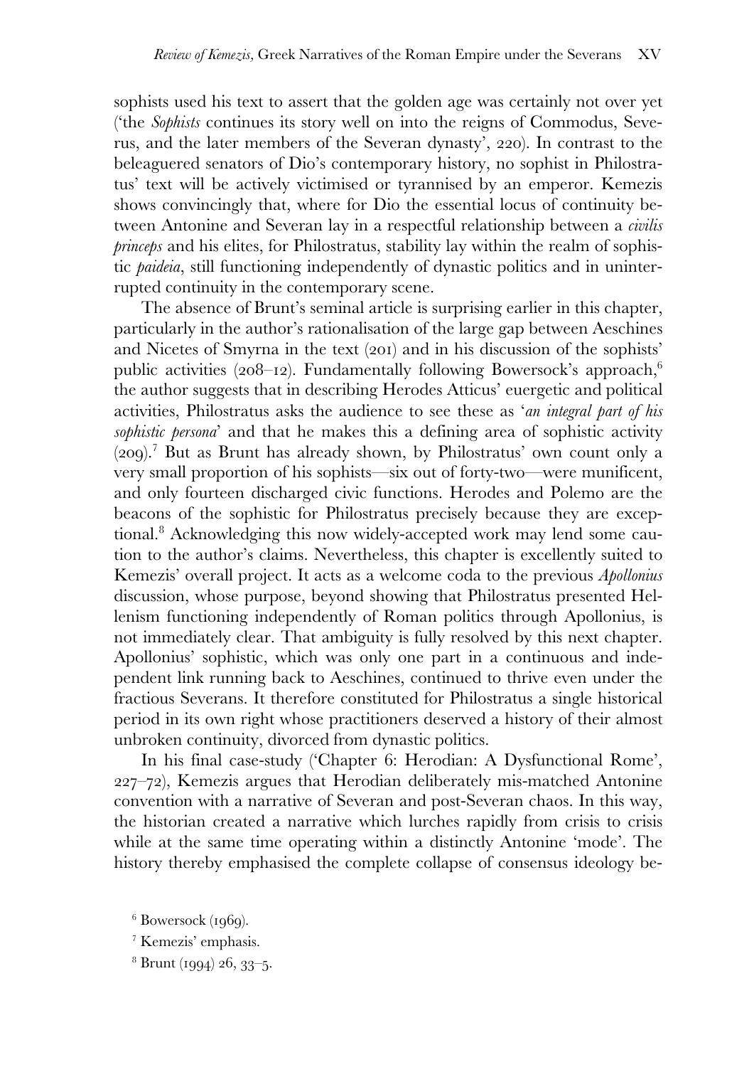sophists used his text to assert that the golden age was certainly not over yet ('the *Sophists* continues its story well on into the reigns of Commodus, Severus, and the later members of the Severan dynasty', 220). In contrast to the beleaguered senators of Dio's contemporary history, no sophist in Philostratus' text will be actively victimised or tyrannised by an emperor. Kemezis shows convincingly that, where for Dio the essential locus of continuity between Antonine and Severan lay in a respectful relationship between a *civilis princeps* and his elites, for Philostratus, stability lay within the realm of sophistic *paideia*, still functioning independently of dynastic politics and in uninterrupted continuity in the contemporary scene.

The absence of Brunt's seminal article is surprising earlier in this chapter, particularly in the author's rationalisation of the large gap between Aeschines and Nicetes of Smyrna in the text (201) and in his discussion of the sophists' public activities (208–12). Fundamentally following Bowersock's approach,[6] the author suggests that in describing Herodes Atticus' euergetic and political activities, Philostratus asks the audience to see these as '*an integral part of his sophistic persona*' and that he makes this a defining area of sophistic activity (209).[7] But as Brunt has already shown, by Philostratus' own count only a very small proportion of his sophists—six out of forty-two—were munificent, and only fourteen discharged civic functions. Herodes and Polemo are the beacons of the sophistic for Philostratus precisely because they are exceptional.[8] Acknowledging this now widely-accepted work may lend some caution to the author's claims. Nevertheless, this chapter is excellently suited to Kemezis' overall project. It acts as a welcome coda to the previous *Apollonius* discussion, whose purpose, beyond showing that Philostratus presented Hellenism functioning independently of Roman politics through Apollonius, is not immediately clear. That ambiguity is fully resolved by this next chapter. Apollonius' sophistic, which was only one part in a continuous and independent link running back to Aeschines, continued to thrive even under the fractious Severans. It therefore constituted for Philostratus a single historical period in its own right whose practitioners deserved a history of their almost unbroken continuity, divorced from dynastic politics.

In his final case-study ('Chapter 6: Herodian: A Dysfunctional Rome', 227–72), Kemezis argues that Herodian deliberately mis-matched Antonine convention with a narrative of Severan and post-Severan chaos. In this way, the historian created a narrative which lurches rapidly from crisis to crisis while at the same time operating within a distinctly Antonine 'mode'. The history thereby emphasised the complete collapse of consensus ideology be-

[6] Bowersock (1969).

[7] Kemezis' emphasis.

[8] Brunt (1994) 26, 33–5.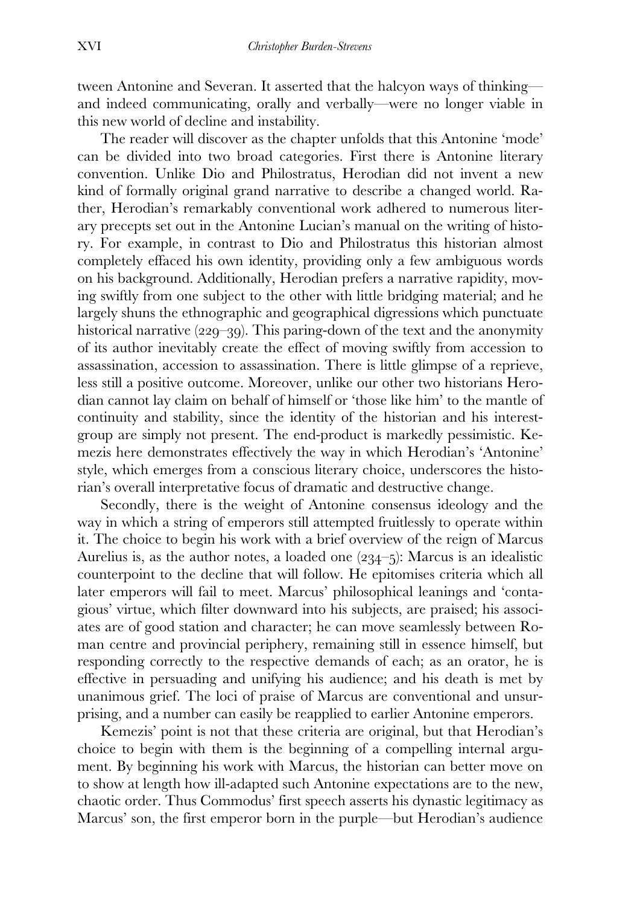tween Antonine and Severan. It asserted that the halcyon ways of thinking—and indeed communicating, orally and verbally—were no longer viable in this new world of decline and instability.

The reader will discover as the chapter unfolds that this Antonine 'mode' can be divided into two broad categories. First there is Antonine literary convention. Unlike Dio and Philostratus, Herodian did not invent a new kind of formally original grand narrative to describe a changed world. Rather, Herodian's remarkably conventional work adhered to numerous literary precepts set out in the Antonine Lucian's manual on the writing of history. For example, in contrast to Dio and Philostratus this historian almost completely effaced his own identity, providing only a few ambiguous words on his background. Additionally, Herodian prefers a narrative rapidity, moving swiftly from one subject to the other with little bridging material; and he largely shuns the ethnographic and geographical digressions which punctuate historical narrative (229–39). This paring-down of the text and the anonymity of its author inevitably create the effect of moving swiftly from accession to assassination, accession to assassination. There is little glimpse of a reprieve, less still a positive outcome. Moreover, unlike our other two historians Herodian cannot lay claim on behalf of himself or 'those like him' to the mantle of continuity and stability, since the identity of the historian and his interest-group are simply not present. The end-product is markedly pessimistic. Kemezis here demonstrates effectively the way in which Herodian's 'Antonine' style, which emerges from a conscious literary choice, underscores the historian's overall interpretative focus of dramatic and destructive change.

Secondly, there is the weight of Antonine consensus ideology and the way in which a string of emperors still attempted fruitlessly to operate within it. The choice to begin his work with a brief overview of the reign of Marcus Aurelius is, as the author notes, a loaded one (234–5): Marcus is an idealistic counterpoint to the decline that will follow. He epitomises criteria which all later emperors will fail to meet. Marcus' philosophical leanings and 'contagious' virtue, which filter downward into his subjects, are praised; his associates are of good station and character; he can move seamlessly between Roman centre and provincial periphery, remaining still in essence himself, but responding correctly to the respective demands of each; as an orator, he is effective in persuading and unifying his audience; and his death is met by unanimous grief. The loci of praise of Marcus are conventional and unsurprising, and a number can easily be reapplied to earlier Antonine emperors.

Kemezis' point is not that these criteria are original, but that Herodian's choice to begin with them is the beginning of a compelling internal argument. By beginning his work with Marcus, the historian can better move on to show at length how ill-adapted such Antonine expectations are to the new, chaotic order. Thus Commodus' first speech asserts his dynastic legitimacy as Marcus' son, the first emperor born in the purple—but Herodian's audience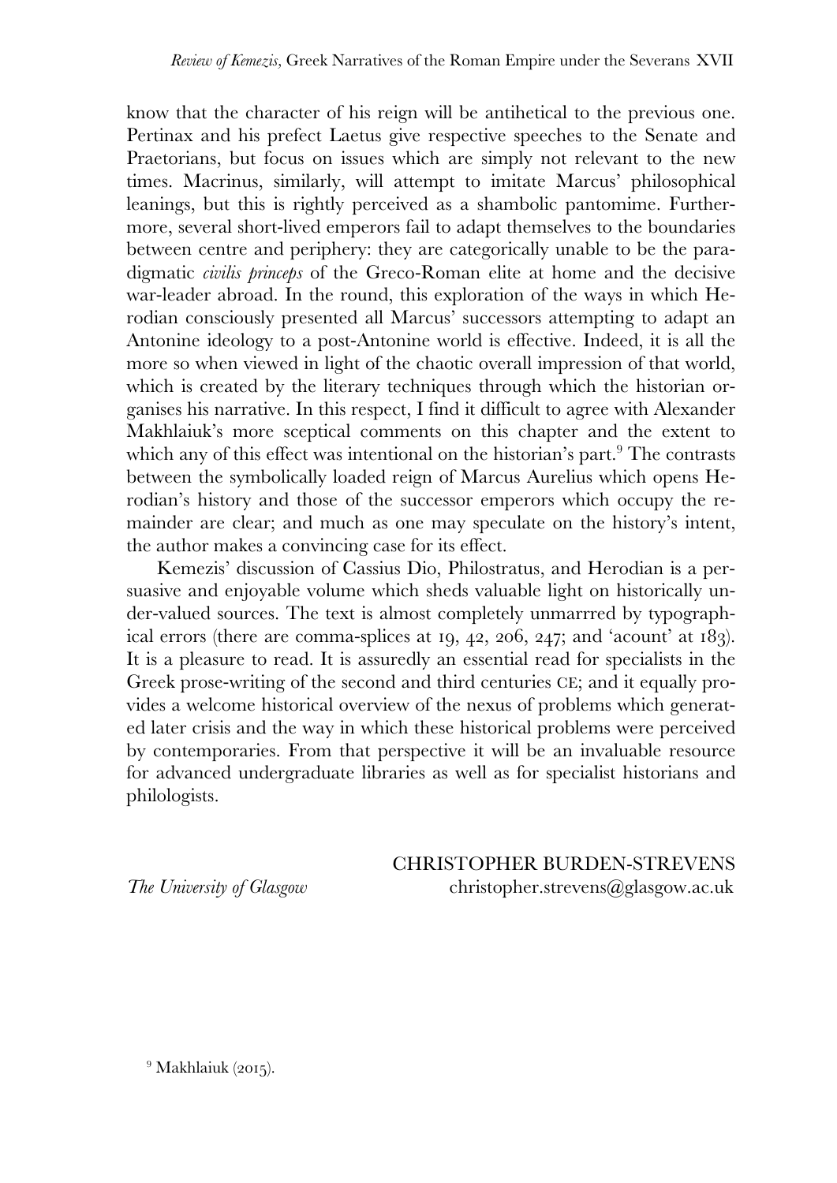know that the character of his reign will be antihetical to the previous one. Pertinax and his prefect Laetus give respective speeches to the Senate and Praetorians, but focus on issues which are simply not relevant to the new times. Macrinus, similarly, will attempt to imitate Marcus' philosophical leanings, but this is rightly perceived as a shambolic pantomime. Furthermore, several short-lived emperors fail to adapt themselves to the boundaries between centre and periphery: they are categorically unable to be the paradigmatic *civilis princeps* of the Greco-Roman elite at home and the decisive war-leader abroad. In the round, this exploration of the ways in which Herodian consciously presented all Marcus' successors attempting to adapt an Antonine ideology to a post-Antonine world is effective. Indeed, it is all the more so when viewed in light of the chaotic overall impression of that world, which is created by the literary techniques through which the historian organises his narrative. In this respect, I find it difficult to agree with Alexander Makhlaiuk's more sceptical comments on this chapter and the extent to which any of this effect was intentional on the historian's part.[9] The contrasts between the symbolically loaded reign of Marcus Aurelius which opens Herodian's history and those of the successor emperors which occupy the remainder are clear; and much as one may speculate on the history's intent, the author makes a convincing case for its effect.

Kemezis' discussion of Cassius Dio, Philostratus, and Herodian is a persuasive and enjoyable volume which sheds valuable light on historically under-valued sources. The text is almost completely unmarrred by typographical errors (there are comma-splices at 19, 42, 206, 247; and 'acount' at 183). It is a pleasure to read. It is assuredly an essential read for specialists in the Greek prose-writing of the second and third centuries CE; and it equally provides a welcome historical overview of the nexus of problems which generated later crisis and the way in which these historical problems were perceived by contemporaries. From that perspective it will be an invaluable resource for advanced undergraduate libraries as well as for specialist historians and philologists.

CHRISTOPHER BURDEN-STREVENS

*The University of Glasgow* christopher.strevens@glasgow.ac.uk

[9] Makhlaiuk (2015).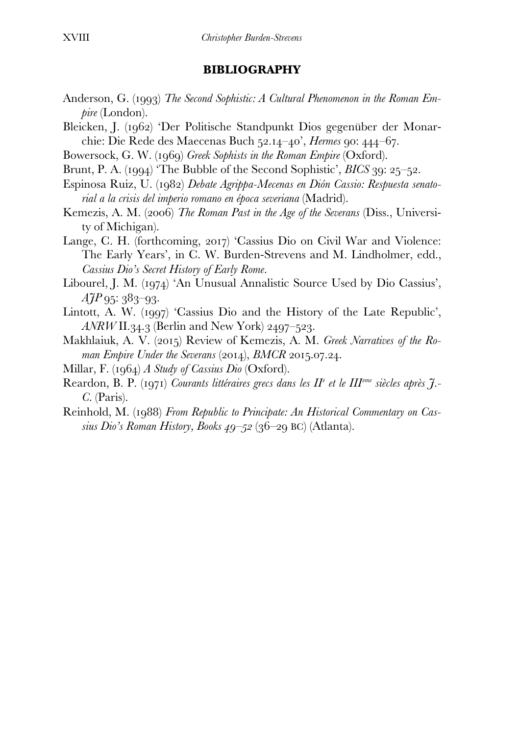## BIBLIOGRAPHY

Anderson, G. (1993) *The Second Sophistic: A Cultural Phenomenon in the Roman Empire* (London).

Bleicken, J. (1962) 'Der Politische Standpunkt Dios gegenüber der Monarchie: Die Rede des Maecenas Buch 52.14–40', *Hermes* 90: 444–67.

Bowersock, G. W. (1969) *Greek Sophists in the Roman Empire* (Oxford).

Brunt, P. A. (1994) 'The Bubble of the Second Sophistic', *BICS* 39: 25–52.

Espinosa Ruiz, U. (1982) *Debate Agrippa-Mecenas en Dión Cassio: Respuesta senatorial a la crisis del imperio romano en época severiana* (Madrid).

Kemezis, A. M. (2006) *The Roman Past in the Age of the Severans* (Diss., University of Michigan).

Lange, C. H. (forthcoming, 2017) 'Cassius Dio on Civil War and Violence: The Early Years', in C. W. Burden-Strevens and M. Lindholmer, edd., *Cassius Dio's Secret History of Early Rome*.

Libourel, J. M. (1974) 'An Unusual Annalistic Source Used by Dio Cassius', *AJP* 95: 383–93.

Lintott, A. W. (1997) 'Cassius Dio and the History of the Late Republic', *ANRW* II.34.3 (Berlin and New York) 2497–523.

Makhlaiuk, A. V. (2015) Review of Kemezis, A. M. *Greek Narratives of the Roman Empire Under the Severans* (2014), *BMCR* 2015.07.24.

Millar, F. (1964) *A Study of Cassius Dio* (Oxford).

Reardon, B. P. (1971) *Courants littéraires grecs dans les II^e^ et le III^eme^ siècles après J.-C.* (Paris).

Reinhold, M. (1988) *From Republic to Principate: An Historical Commentary on Cassius Dio's Roman History, Books 49–52* (36–29 BC) (Atlanta).